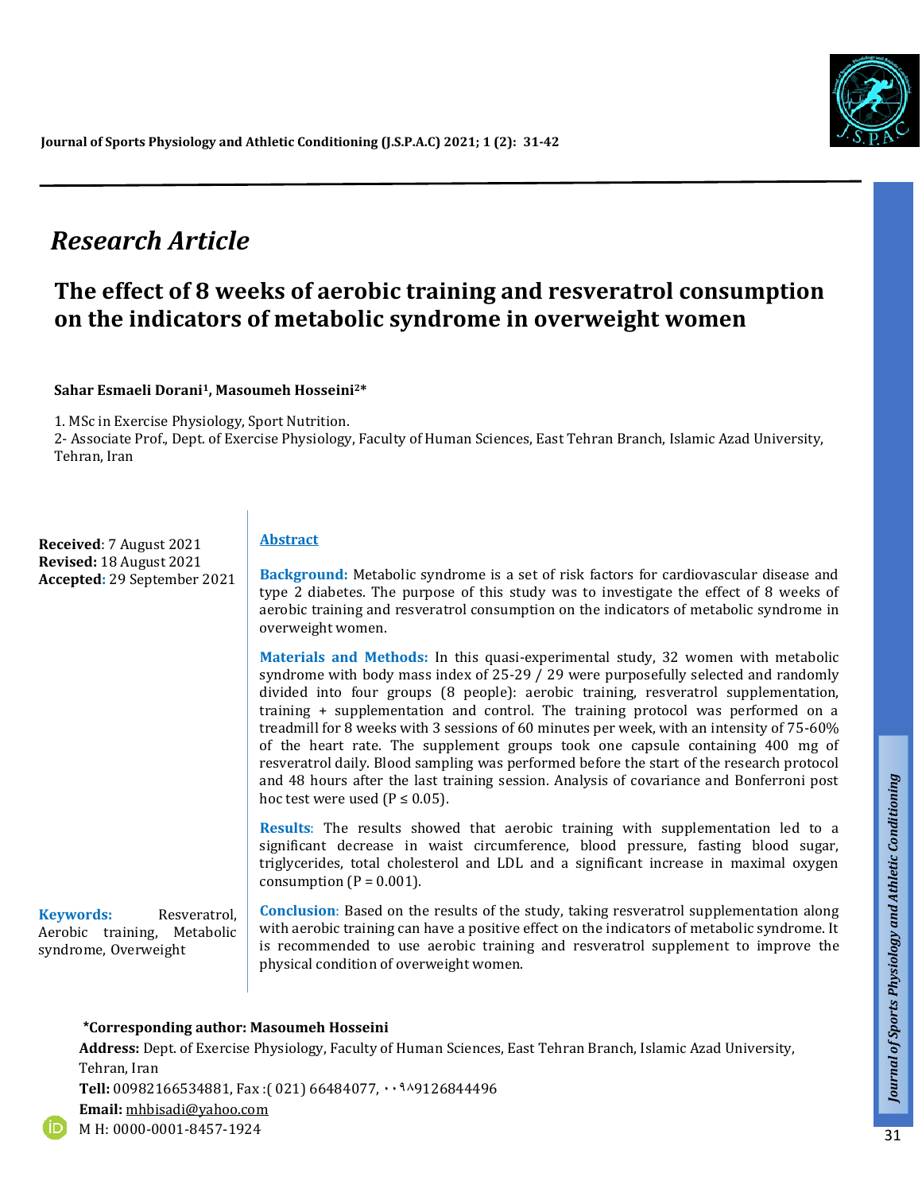*Research Article*

# The effect of 8 weeks of aerobic training and resveratrol consumption on the indicators of metabolic syndrome in overweight women

**Sahar Esmaeli Dorani[1], Masoumeh Hosseini[2]***

1. MSc in Exercise Physiology, Sport Nutrition.
2- Associate Prof., Dept. of Exercise Physiology, Faculty of Human Sciences, East Tehran Branch, Islamic Azad University, Tehran, Iran

**Received**: 7 August 2021
**Revised:** 18 August 2021
**Accepted:** 29 September 2021

## Abstract

**Background:** Metabolic syndrome is a set of risk factors for cardiovascular disease and type 2 diabetes. The purpose of this study was to investigate the effect of 8 weeks of aerobic training and resveratrol consumption on the indicators of metabolic syndrome in overweight women.

**Materials and Methods:** In this quasi-experimental study, 32 women with metabolic syndrome with body mass index of 25-29 / 29 were purposefully selected and randomly divided into four groups (8 people): aerobic training, resveratrol supplementation, training + supplementation and control. The training protocol was performed on a treadmill for 8 weeks with 3 sessions of 60 minutes per week, with an intensity of 75-60% of the heart rate. The supplement groups took one capsule containing 400 mg of resveratrol daily. Blood sampling was performed before the start of the research protocol and 48 hours after the last training session. Analysis of covariance and Bonferroni post hoc test were used ($P \leq 0.05$).

**Results**: The results showed that aerobic training with supplementation led to a significant decrease in waist circumference, blood pressure, fasting blood sugar, triglycerides, total cholesterol and LDL and a significant increase in maximal oxygen consumption ($P = 0.001$).

**Conclusion**: Based on the results of the study, taking resveratrol supplementation along with aerobic training can have a positive effect on the indicators of metabolic syndrome. It is recommended to use aerobic training and resveratrol supplement to improve the physical condition of overweight women.

**Keywords:** Resveratrol, Aerobic training, Metabolic syndrome, Overweight

**\*Corresponding author: Masoumeh Hosseini**
**Address:** Dept. of Exercise Physiology, Faculty of Human Sciences, East Tehran Branch, Islamic Azad University, Tehran, Iran
**Tell:** 00982166534881, Fax :( 021) 66484077, ۰۰۹۸9126844496
**Email:** mhbisadi@yahoo.com
M H: 0000-0001-8457-1924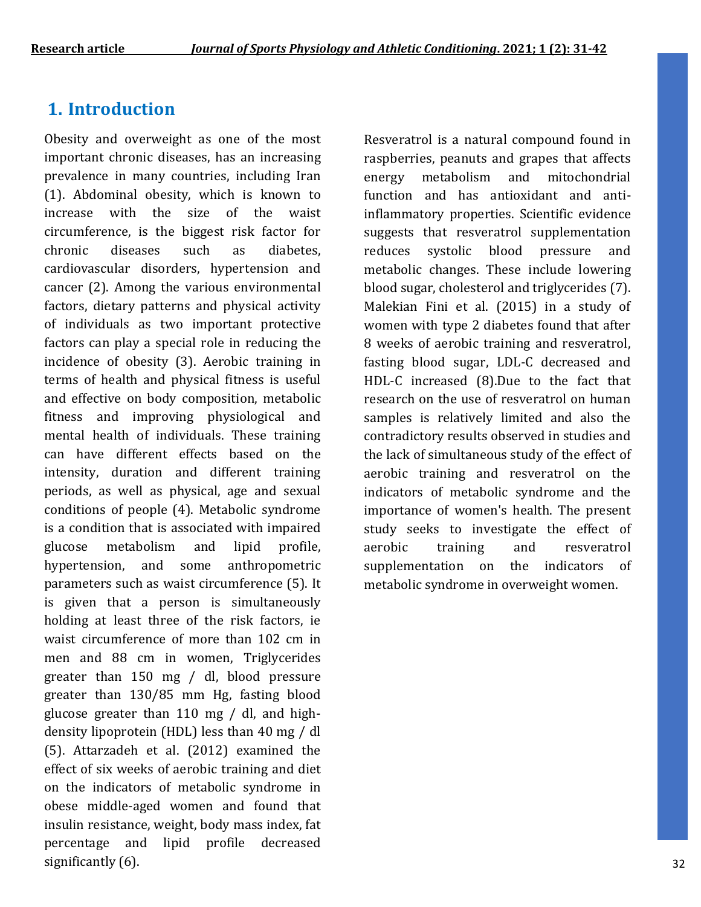## 1. Introduction

Obesity and overweight as one of the most important chronic diseases, has an increasing prevalence in many countries, including Iran (1). Abdominal obesity, which is known to increase with the size of the waist circumference, is the biggest risk factor for chronic diseases such as diabetes, cardiovascular disorders, hypertension and cancer (2). Among the various environmental factors, dietary patterns and physical activity of individuals as two important protective factors can play a special role in reducing the incidence of obesity (3). Aerobic training in terms of health and physical fitness is useful and effective on body composition, metabolic fitness and improving physiological and mental health of individuals. These training can have different effects based on the intensity, duration and different training periods, as well as physical, age and sexual conditions of people (4). Metabolic syndrome is a condition that is associated with impaired glucose metabolism and lipid profile, hypertension, and some anthropometric parameters such as waist circumference (5). It is given that a person is simultaneously holding at least three of the risk factors, ie waist circumference of more than 102 cm in men and 88 cm in women, Triglycerides greater than 150 mg / dl, blood pressure greater than 130/85 mm Hg, fasting blood glucose greater than 110 mg / dl, and high-density lipoprotein (HDL) less than 40 mg / dl (5). Attarzadeh et al. (2012) examined the effect of six weeks of aerobic training and diet on the indicators of metabolic syndrome in obese middle-aged women and found that insulin resistance, weight, body mass index, fat percentage and lipid profile decreased significantly (6).

Resveratrol is a natural compound found in raspberries, peanuts and grapes that affects energy metabolism and mitochondrial function and has antioxidant and anti-inflammatory properties. Scientific evidence suggests that resveratrol supplementation reduces systolic blood pressure and metabolic changes. These include lowering blood sugar, cholesterol and triglycerides (7). Malekian Fini et al. (2015) in a study of women with type 2 diabetes found that after 8 weeks of aerobic training and resveratrol, fasting blood sugar, LDL-C decreased and HDL-C increased (8).Due to the fact that research on the use of resveratrol on human samples is relatively limited and also the contradictory results observed in studies and the lack of simultaneous study of the effect of aerobic training and resveratrol on the indicators of metabolic syndrome and the importance of women's health. The present study seeks to investigate the effect of aerobic training and resveratrol supplementation on the indicators of metabolic syndrome in overweight women.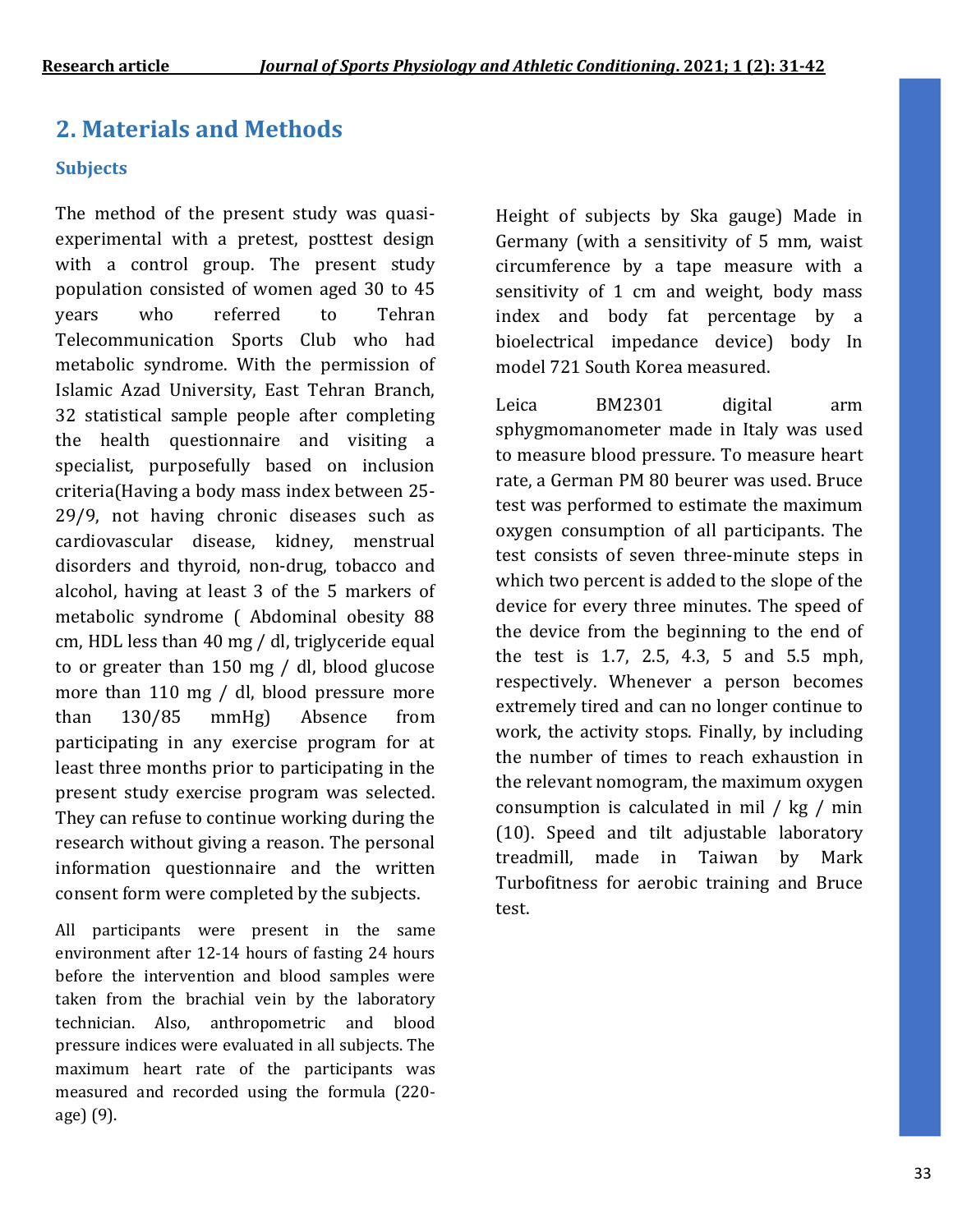## 2. Materials and Methods

### Subjects

The method of the present study was quasi-experimental with a pretest, posttest design with a control group. The present study population consisted of women aged 30 to 45 years who referred to Tehran Telecommunication Sports Club who had metabolic syndrome. With the permission of Islamic Azad University, East Tehran Branch, 32 statistical sample people after completing the health questionnaire and visiting a specialist, purposefully based on inclusion criteria(Having a body mass index between 25-29/9, not having chronic diseases such as cardiovascular disease, kidney, menstrual disorders and thyroid, non-drug, tobacco and alcohol, having at least 3 of the 5 markers of metabolic syndrome ( Abdominal obesity 88 cm, HDL less than 40 mg / dl, triglyceride equal to or greater than 150 mg / dl, blood glucose more than 110 mg / dl, blood pressure more than 130/85 mmHg) Absence from participating in any exercise program for at least three months prior to participating in the present study exercise program was selected. They can refuse to continue working during the research without giving a reason. The personal information questionnaire and the written consent form were completed by the subjects.

All participants were present in the same environment after 12-14 hours of fasting 24 hours before the intervention and blood samples were taken from the brachial vein by the laboratory technician. Also, anthropometric and blood pressure indices were evaluated in all subjects. The maximum heart rate of the participants was measured and recorded using the formula (220-age) (9).

Height of subjects by Ska gauge) Made in Germany (with a sensitivity of 5 mm, waist circumference by a tape measure with a sensitivity of 1 cm and weight, body mass index and body fat percentage by a bioelectrical impedance device) body In model 721 South Korea measured.

Leica BM2301 digital arm sphygmomanometer made in Italy was used to measure blood pressure. To measure heart rate, a German PM 80 beurer was used. Bruce test was performed to estimate the maximum oxygen consumption of all participants. The test consists of seven three-minute steps in which two percent is added to the slope of the device for every three minutes. The speed of the device from the beginning to the end of the test is 1.7, 2.5, 4.3, 5 and 5.5 mph, respectively. Whenever a person becomes extremely tired and can no longer continue to work, the activity stops. Finally, by including the number of times to reach exhaustion in the relevant nomogram, the maximum oxygen consumption is calculated in mil / kg / min (10). Speed and tilt adjustable laboratory treadmill, made in Taiwan by Mark Turbofitness for aerobic training and Bruce test.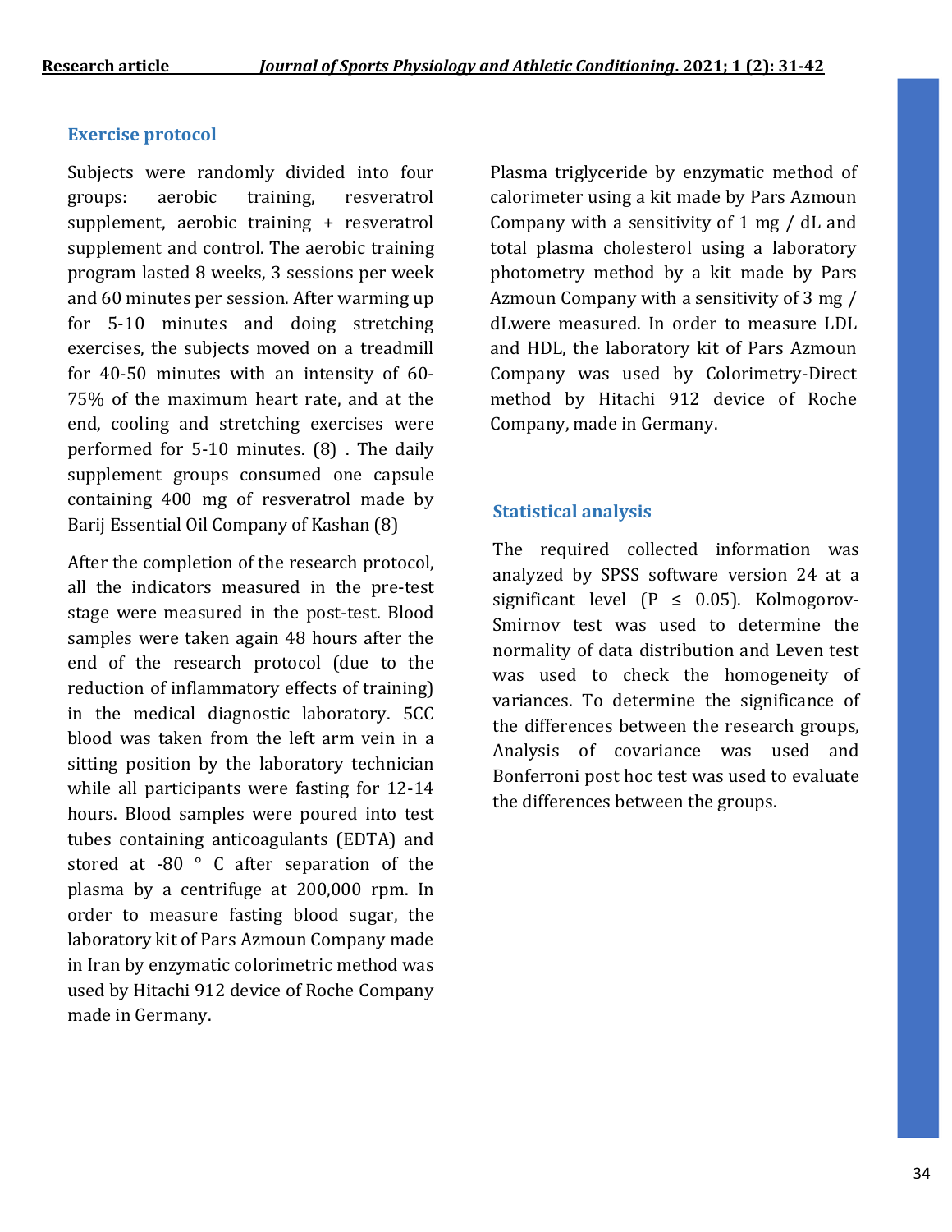## Exercise protocol

Subjects were randomly divided into four groups: aerobic training, resveratrol supplement, aerobic training + resveratrol supplement and control. The aerobic training program lasted 8 weeks, 3 sessions per week and 60 minutes per session. After warming up for 5-10 minutes and doing stretching exercises, the subjects moved on a treadmill for 40-50 minutes with an intensity of 60-75% of the maximum heart rate, and at the end, cooling and stretching exercises were performed for 5-10 minutes. (8) . The daily supplement groups consumed one capsule containing 400 mg of resveratrol made by Barij Essential Oil Company of Kashan (8)

After the completion of the research protocol, all the indicators measured in the pre-test stage were measured in the post-test. Blood samples were taken again 48 hours after the end of the research protocol (due to the reduction of inflammatory effects of training) in the medical diagnostic laboratory. 5CC blood was taken from the left arm vein in a sitting position by the laboratory technician while all participants were fasting for 12-14 hours. Blood samples were poured into test tubes containing anticoagulants (EDTA) and stored at -80 ° C after separation of the plasma by a centrifuge at 200,000 rpm. In order to measure fasting blood sugar, the laboratory kit of Pars Azmoun Company made in Iran by enzymatic colorimetric method was used by Hitachi 912 device of Roche Company made in Germany.

Plasma triglyceride by enzymatic method of calorimeter using a kit made by Pars Azmoun Company with a sensitivity of 1 mg / dL and total plasma cholesterol using a laboratory photometry method by a kit made by Pars Azmoun Company with a sensitivity of 3 mg / dLwere measured. In order to measure LDL and HDL, the laboratory kit of Pars Azmoun Company was used by Colorimetry-Direct method by Hitachi 912 device of Roche Company, made in Germany.

## Statistical analysis

The required collected information was analyzed by SPSS software version 24 at a significant level ($P \leq 0.05$). Kolmogorov-Smirnov test was used to determine the normality of data distribution and Leven test was used to check the homogeneity of variances. To determine the significance of the differences between the research groups, Analysis of covariance was used and Bonferroni post hoc test was used to evaluate the differences between the groups.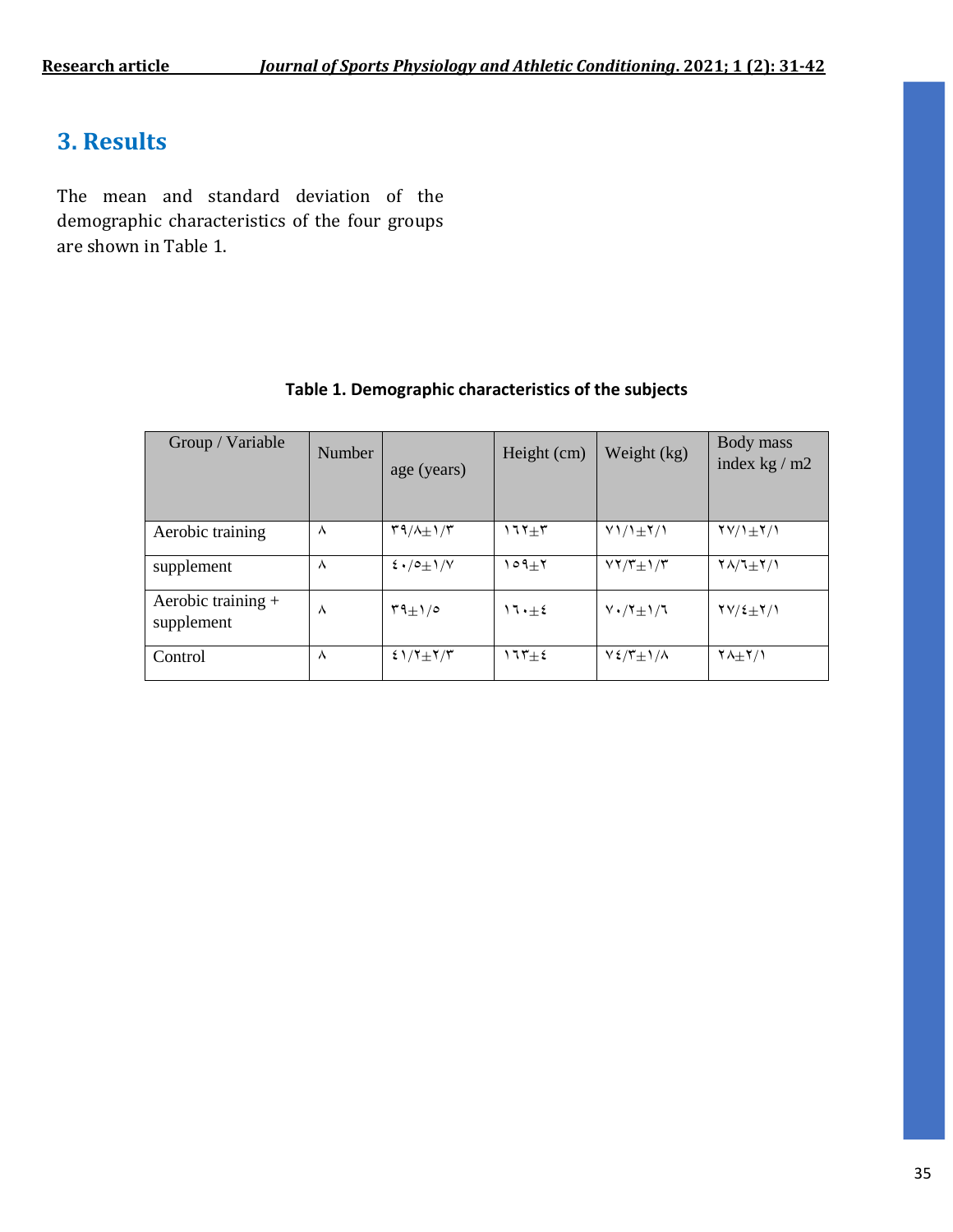## 3. Results

The mean and standard deviation of the demographic characteristics of the four groups are shown in Table 1.

**Table 1. Demographic characteristics of the subjects**

| Group / Variable | Number | age (years) | Height (cm) | Weight (kg) | Body mass index kg / m2 |
|---|---|---|---|---|---|
| Aerobic training | ٨ | ٣٩/٨±١/٣ | ١٦٢±٣ | ٧١/١±٢/١ | ٢٧/١±٢/١ |
| supplement | ٨ | ٤٠/٥±١/٧ | ١٥٩±٢ | ٧٢/٣±١/٣ | ٢٨/٦±٢/١ |
| Aerobic training + supplement | ٨ | ٣٩±١/٥ | ١٦٠±٤ | ٧٠/٢±١/٦ | ٢٧/٤±٢/١ |
| Control | ٨ | ٤١/٢±٢/٣ | ١٦٣±٤ | ٧٤/٣±١/٨ | ٢٨±٢/١ |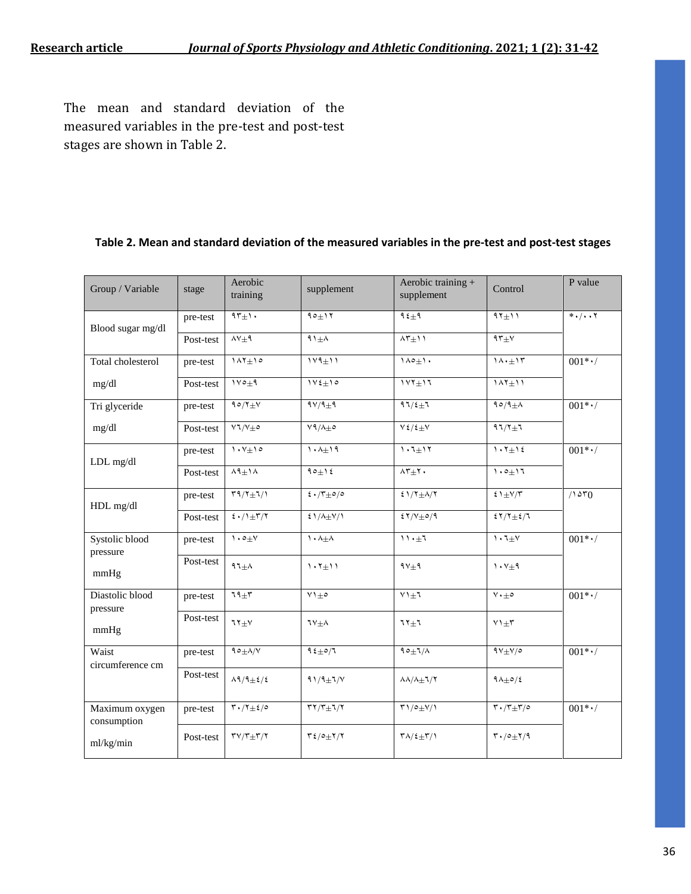The mean and standard deviation of the measured variables in the pre-test and post-test stages are shown in Table 2.

**Table 2. Mean and standard deviation of the measured variables in the pre-test and post-test stages**

| Group / Variable | stage | Aerobic training | supplement | Aerobic training + supplement | Control | P value |
|---|---|---|---|---|---|---|
| Blood sugar mg/dl | pre-test | ۹۳±۱۰ | ۹۵±۱۲ | ۹٤±۹ | ۹۲±۱۱ | *۰/۰۰۲ |
| | Post-test | ۸۷±۹ | ۹۱±۸ | ۸۳±۱۱ | ۹۳±۷ | |
| Total cholesterol mg/dl | pre-test | ۱۸۲±۱۵ | ۱۷۹±۱۱ | ۱۸۵±۱۰ | ۱۸۰±۱۳ | 001*۰/ |
| | Post-test | ۱۷۵±۹ | ۱۷٤±۱۵ | ۱۷۲±۱٦ | ۱۸۲±۱۱ | |
| Tri glyceride mg/dl | pre-test | ۹۵/۲±۷ | ۹۷/۹±۹ | ۹٦/٤±٦ | ۹۵/۹±۸ | 001*۰/ |
| | Post-test | ۷٦/۷±۵ | ۷۹/۸±۵ | ۷٤/٤±۷ | ۹٦/۲±٦ | |
| LDL mg/dl | pre-test | ۱۰۷±۱۵ | ۱۰۸±۱۹ | ۱۰٦±۱۲ | ۱۰۲±۱٤ | 001*۰/ |
| | Post-test | ۸۹±۱۸ | ۹۵±۱٤ | ۸۳±۲۰ | ۱۰۵±۱٦ | |
| HDL mg/dl | pre-test | ۳۹/۲±٦/۱ | ٤۰/۳±۵/۵ | ٤۱/۲±۸/۲ | ٤۱±۷/۳ | /۱۵۳0 |
| | Post-test | ٤۰/۱±۳/۲ | ٤۱/۸±۷/۱ | ٤۲/۷±۵/۹ | ٤۲/۲±٤/٦ | |
| Systolic blood pressure mmHg | pre-test | ۱۰۵±۷ | ۱۰۸±۸ | ۱۱۰±٦ | ۱۰٦±۷ | 001*۰/ |
| | Post-test | ۹٦±۸ | ۱۰۲±۱۱ | ۹۷±۹ | ۱۰۷±۹ | |
| Diastolic blood pressure mmHg | pre-test | ٦۹±۳ | ۷۱±۵ | ۷۱±٦ | ۷۰±۵ | 001*۰/ |
| | Post-test | ٦۲±۷ | ٦۷±۸ | ٦۲±٦ | ۷۱±۳ | |
| Waist circumference cm | pre-test | ۹۵±۸/۷ | ۹٤±۵/٦ | ۹۵±٦/۸ | ۹۷±۷/۵ | 001*۰/ |
| | Post-test | ۸۹/۹±٤/٤ | ۹۱/۹±٦/۷ | ۸۸/۸±٦/۲ | ۹۸±۵/٤ | |
| Maximum oxygen consumption ml/kg/min | pre-test | ۳۰/۲±٤/۵ | ۳۲/۳±٦/۲ | ۳۱/۵±۷/۱ | ۳۰/۳±۳/۵ | 001*۰/ |
| | Post-test | ۳۷/۳±۳/۲ | ۳٤/۵±۲/۲ | ۳۸/٤±۳/۱ | ۳۰/۵±۲/۹ | |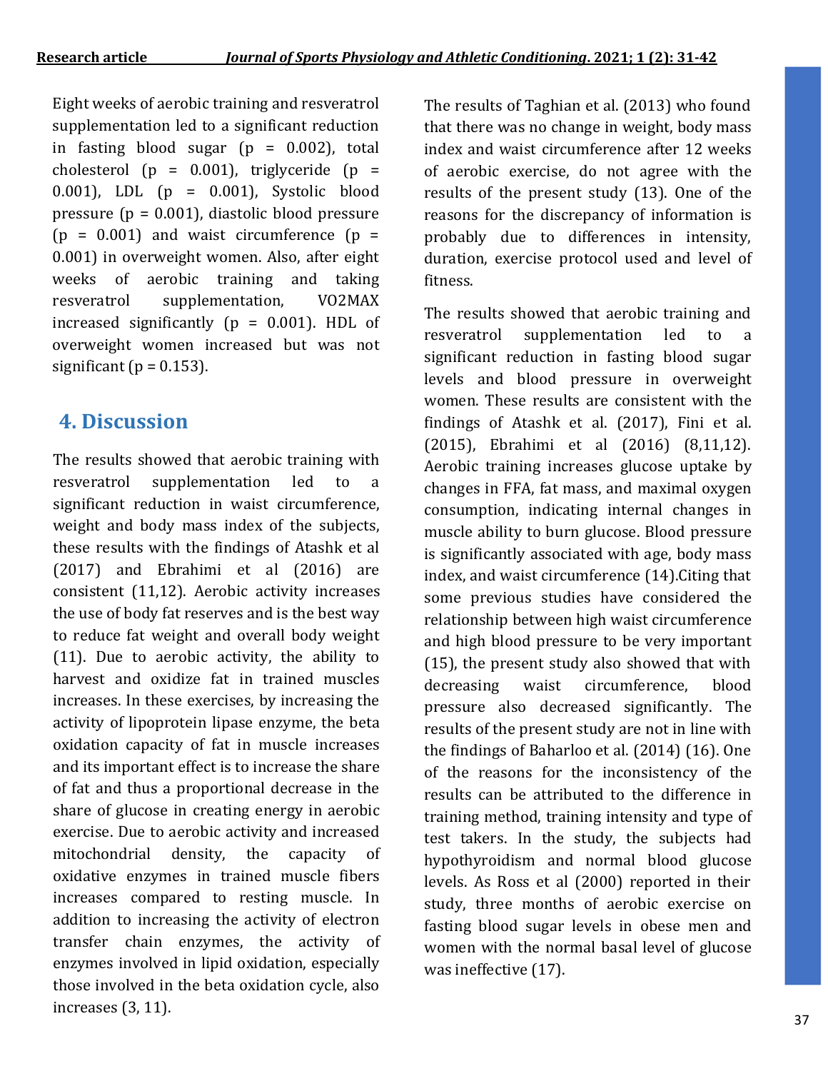Eight weeks of aerobic training and resveratrol supplementation led to a significant reduction in fasting blood sugar ($p = 0.002$), total cholesterol ($p = 0.001$), triglyceride ($p = 0.001$), LDL ($p = 0.001$), Systolic blood pressure ($p = 0.001$), diastolic blood pressure ($p = 0.001$) and waist circumference ($p = 0.001$) in overweight women. Also, after eight weeks of aerobic training and taking resveratrol supplementation, VO2MAX increased significantly ($p = 0.001$). HDL of overweight women increased but was not significant ($p = 0.153$).

## 4. Discussion

The results showed that aerobic training with resveratrol supplementation led to a significant reduction in waist circumference, weight and body mass index of the subjects, these results with the findings of Atashk et al (2017) and Ebrahimi et al (2016) are consistent (11,12). Aerobic activity increases the use of body fat reserves and is the best way to reduce fat weight and overall body weight (11). Due to aerobic activity, the ability to harvest and oxidize fat in trained muscles increases. In these exercises, by increasing the activity of lipoprotein lipase enzyme, the beta oxidation capacity of fat in muscle increases and its important effect is to increase the share of fat and thus a proportional decrease in the share of glucose in creating energy in aerobic exercise. Due to aerobic activity and increased mitochondrial density, the capacity of oxidative enzymes in trained muscle fibers increases compared to resting muscle. In addition to increasing the activity of electron transfer chain enzymes, the activity of enzymes involved in lipid oxidation, especially those involved in the beta oxidation cycle, also increases (3, 11).

The results of Taghian et al. (2013) who found that there was no change in weight, body mass index and waist circumference after 12 weeks of aerobic exercise, do not agree with the results of the present study (13). One of the reasons for the discrepancy of information is probably due to differences in intensity, duration, exercise protocol used and level of fitness.

The results showed that aerobic training and resveratrol supplementation led to a significant reduction in fasting blood sugar levels and blood pressure in overweight women. These results are consistent with the findings of Atashk et al. (2017), Fini et al. (2015), Ebrahimi et al (2016) (8,11,12). Aerobic training increases glucose uptake by changes in FFA, fat mass, and maximal oxygen consumption, indicating internal changes in muscle ability to burn glucose. Blood pressure is significantly associated with age, body mass index, and waist circumference (14).Citing that some previous studies have considered the relationship between high waist circumference and high blood pressure to be very important (15), the present study also showed that with decreasing waist circumference, blood pressure also decreased significantly. The results of the present study are not in line with the findings of Baharloo et al. (2014) (16). One of the reasons for the inconsistency of the results can be attributed to the difference in training method, training intensity and type of test takers. In the study, the subjects had hypothyroidism and normal blood glucose levels. As Ross et al (2000) reported in their study, three months of aerobic exercise on fasting blood sugar levels in obese men and women with the normal basal level of glucose was ineffective (17).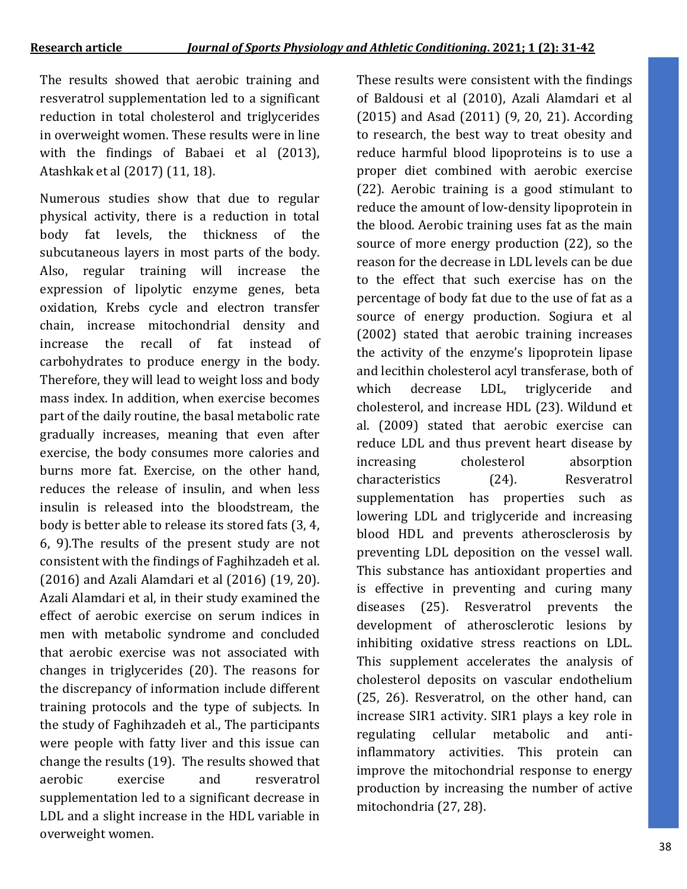The results showed that aerobic training and resveratrol supplementation led to a significant reduction in total cholesterol and triglycerides in overweight women. These results were in line with the findings of Babaei et al (2013), Atashkak et al (2017) (11, 18).

Numerous studies show that due to regular physical activity, there is a reduction in total body fat levels, the thickness of the subcutaneous layers in most parts of the body. Also, regular training will increase the expression of lipolytic enzyme genes, beta oxidation, Krebs cycle and electron transfer chain, increase mitochondrial density and increase the recall of fat instead of carbohydrates to produce energy in the body. Therefore, they will lead to weight loss and body mass index. In addition, when exercise becomes part of the daily routine, the basal metabolic rate gradually increases, meaning that even after exercise, the body consumes more calories and burns more fat. Exercise, on the other hand, reduces the release of insulin, and when less insulin is released into the bloodstream, the body is better able to release its stored fats (3, 4, 6, 9).The results of the present study are not consistent with the findings of Faghihzadeh et al. (2016) and Azali Alamdari et al (2016) (19, 20). Azali Alamdari et al, in their study examined the effect of aerobic exercise on serum indices in men with metabolic syndrome and concluded that aerobic exercise was not associated with changes in triglycerides (20). The reasons for the discrepancy of information include different training protocols and the type of subjects. In the study of Faghihzadeh et al., The participants were people with fatty liver and this issue can change the results (19). The results showed that aerobic exercise and resveratrol supplementation led to a significant decrease in LDL and a slight increase in the HDL variable in overweight women.

These results were consistent with the findings of Baldousi et al (2010), Azali Alamdari et al (2015) and Asad (2011) (9, 20, 21). According to research, the best way to treat obesity and reduce harmful blood lipoproteins is to use a proper diet combined with aerobic exercise (22). Aerobic training is a good stimulant to reduce the amount of low-density lipoprotein in the blood. Aerobic training uses fat as the main source of more energy production (22), so the reason for the decrease in LDL levels can be due to the effect that such exercise has on the percentage of body fat due to the use of fat as a source of energy production. Sogiura et al (2002) stated that aerobic training increases the activity of the enzyme's lipoprotein lipase and lecithin cholesterol acyl transferase, both of which decrease LDL, triglyceride and cholesterol, and increase HDL (23). Wildund et al. (2009) stated that aerobic exercise can reduce LDL and thus prevent heart disease by increasing cholesterol absorption characteristics (24). Resveratrol supplementation has properties such as lowering LDL and triglyceride and increasing blood HDL and prevents atherosclerosis by preventing LDL deposition on the vessel wall. This substance has antioxidant properties and is effective in preventing and curing many diseases (25). Resveratrol prevents the development of atherosclerotic lesions by inhibiting oxidative stress reactions on LDL. This supplement accelerates the analysis of cholesterol deposits on vascular endothelium (25, 26). Resveratrol, on the other hand, can increase SIR1 activity. SIR1 plays a key role in regulating cellular metabolic and anti-inflammatory activities. This protein can improve the mitochondrial response to energy production by increasing the number of active mitochondria (27, 28).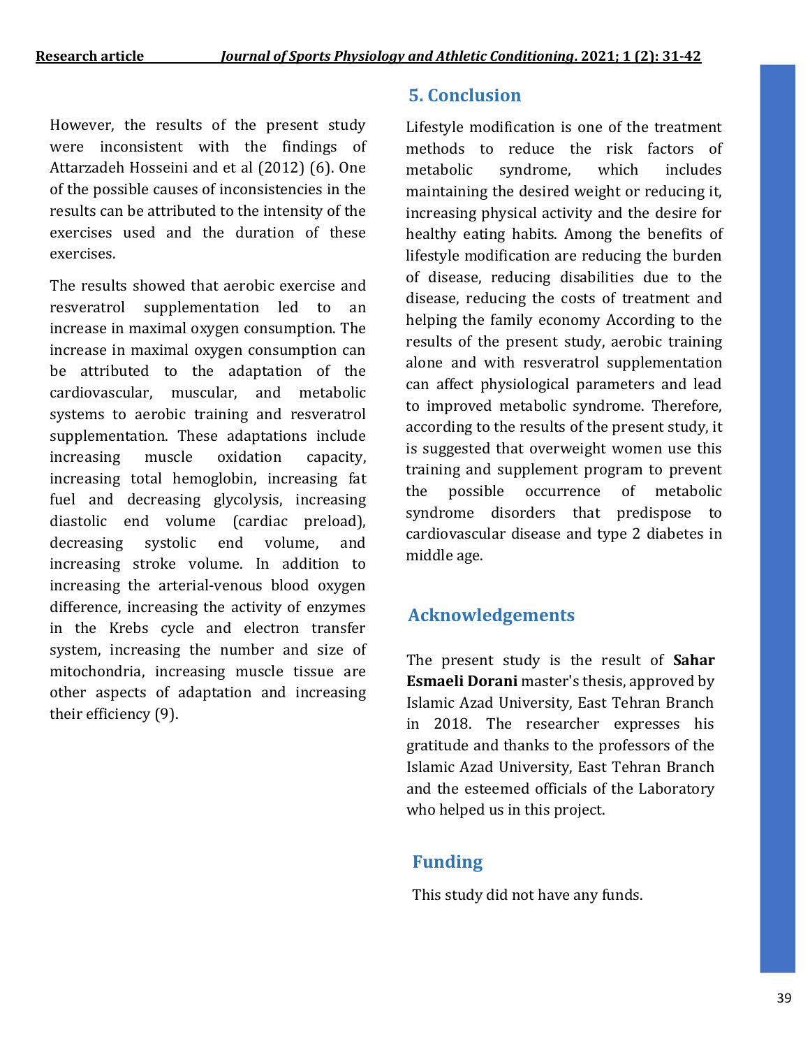However, the results of the present study were inconsistent with the findings of Attarzadeh Hosseini and et al (2012) (6). One of the possible causes of inconsistencies in the results can be attributed to the intensity of the exercises used and the duration of these exercises.

The results showed that aerobic exercise and resveratrol supplementation led to an increase in maximal oxygen consumption. The increase in maximal oxygen consumption can be attributed to the adaptation of the cardiovascular, muscular, and metabolic systems to aerobic training and resveratrol supplementation. These adaptations include increasing muscle oxidation capacity, increasing total hemoglobin, increasing fat fuel and decreasing glycolysis, increasing diastolic end volume (cardiac preload), decreasing systolic end volume, and increasing stroke volume. In addition to increasing the arterial-venous blood oxygen difference, increasing the activity of enzymes in the Krebs cycle and electron transfer system, increasing the number and size of mitochondria, increasing muscle tissue are other aspects of adaptation and increasing their efficiency (9).

## 5. Conclusion

Lifestyle modification is one of the treatment methods to reduce the risk factors of metabolic syndrome, which includes maintaining the desired weight or reducing it, increasing physical activity and the desire for healthy eating habits. Among the benefits of lifestyle modification are reducing the burden of disease, reducing disabilities due to the disease, reducing the costs of treatment and helping the family economy According to the results of the present study, aerobic training alone and with resveratrol supplementation can affect physiological parameters and lead to improved metabolic syndrome. Therefore, according to the results of the present study, it is suggested that overweight women use this training and supplement program to prevent the possible occurrence of metabolic syndrome disorders that predispose to cardiovascular disease and type 2 diabetes in middle age.

## Acknowledgements

The present study is the result of **Sahar Esmaeli Dorani** master's thesis, approved by Islamic Azad University, East Tehran Branch in 2018. The researcher expresses his gratitude and thanks to the professors of the Islamic Azad University, East Tehran Branch and the esteemed officials of the Laboratory who helped us in this project.

## Funding

This study did not have any funds.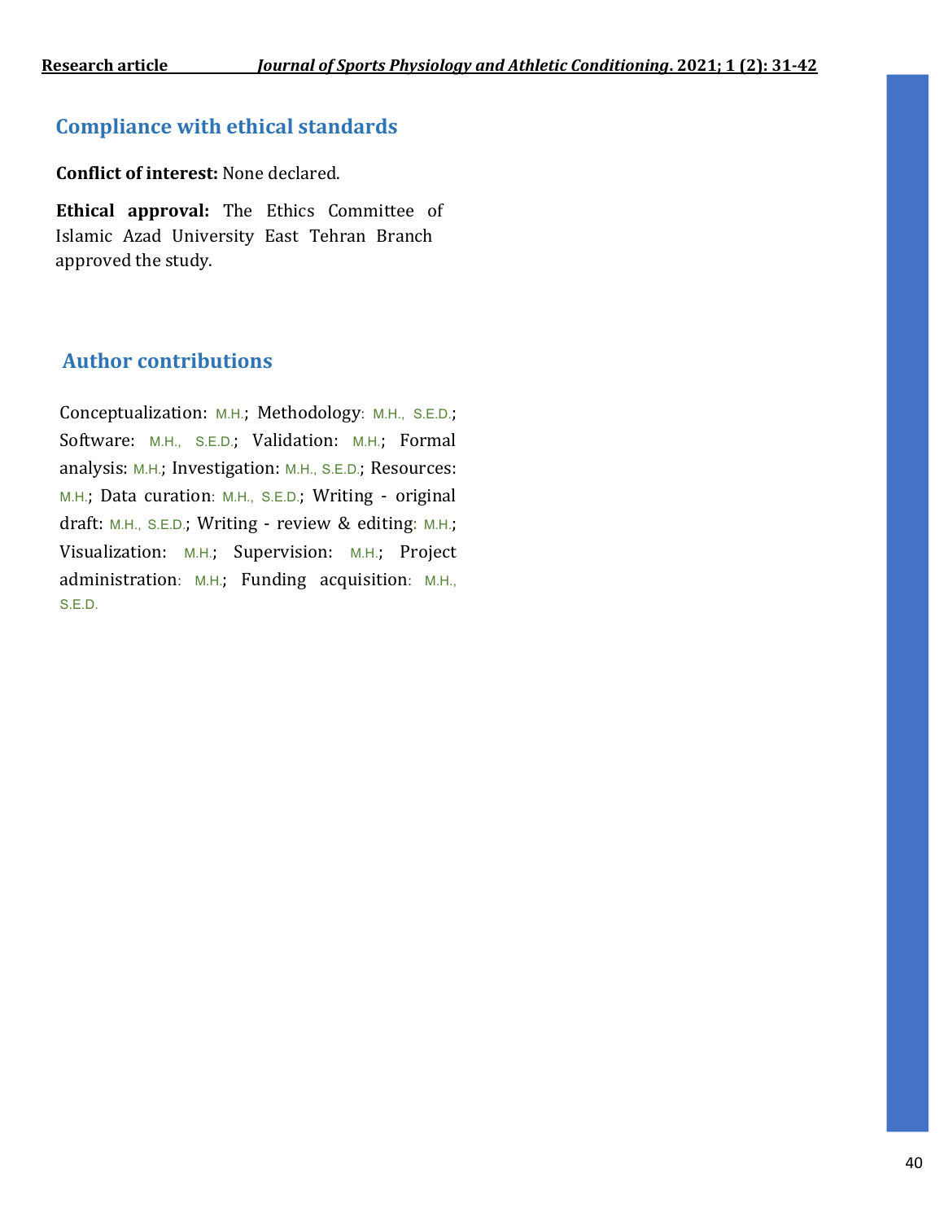## Compliance with ethical standards

**Conflict of interest:** None declared.

**Ethical approval:** The Ethics Committee of Islamic Azad University East Tehran Branch approved the study.

## Author contributions

Conceptualization: M.H.; Methodology: M.H., S.E.D.; Software: M.H., S.E.D.; Validation: M.H.; Formal analysis: M.H.; Investigation: M.H., S.E.D.; Resources: M.H.; Data curation: M.H., S.E.D.; Writing - original draft: M.H., S.E.D.; Writing - review & editing: M.H.; Visualization: M.H.; Supervision: M.H.; Project administration: M.H.; Funding acquisition: M.H., S.E.D.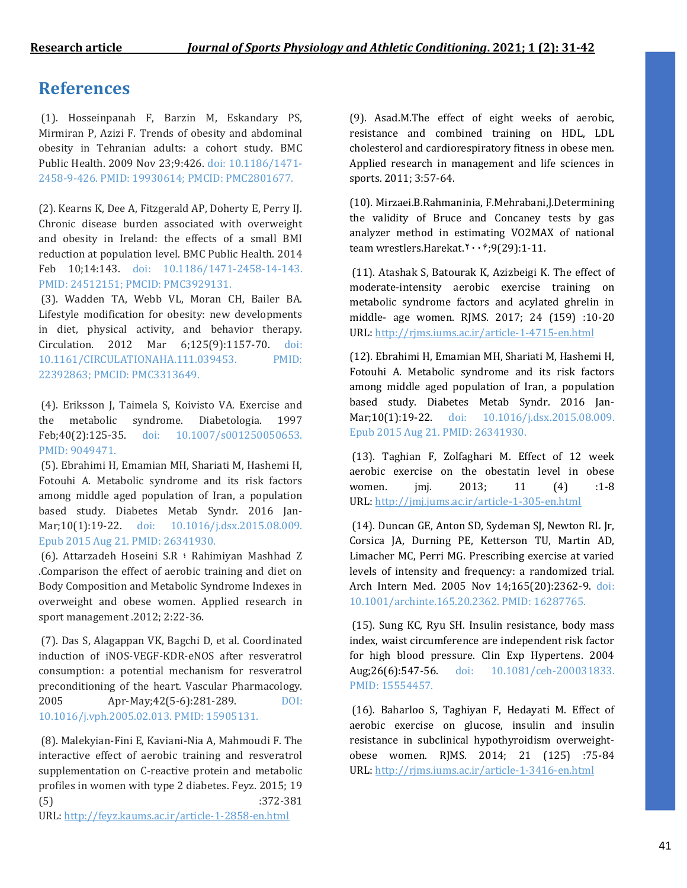## References

(1). Hosseinpanah F, Barzin M, Eskandary PS, Mirmiran P, Azizi F. Trends of obesity and abdominal obesity in Tehranian adults: a cohort study. BMC Public Health. 2009 Nov 23;9:426. doi: 10.1186/1471-2458-9-426. PMID: 19930614; PMCID: PMC2801677.

(2). Kearns K, Dee A, Fitzgerald AP, Doherty E, Perry IJ. Chronic disease burden associated with overweight and obesity in Ireland: the effects of a small BMI reduction at population level. BMC Public Health. 2014 Feb 10;14:143. doi: 10.1186/1471-2458-14-143. PMID: 24512151; PMCID: PMC3929131.

(3). Wadden TA, Webb VL, Moran CH, Bailer BA. Lifestyle modification for obesity: new developments in diet, physical activity, and behavior therapy. Circulation. 2012 Mar 6;125(9):1157-70. doi: 10.1161/CIRCULATIONAHA.111.039453. PMID: 22392863; PMCID: PMC3313649.

(4). Eriksson J, Taimela S, Koivisto VA. Exercise and the metabolic syndrome. Diabetologia. 1997 Feb;40(2):125-35. doi: 10.1007/s001250050653. PMID: 9049471.

(5). Ebrahimi H, Emamian MH, Shariati M, Hashemi H, Fotouhi A. Metabolic syndrome and its risk factors among middle aged population of Iran, a population based study. Diabetes Metab Syndr. 2016 Jan-Mar;10(1):19-22. doi: 10.1016/j.dsx.2015.08.009. Epub 2015 Aug 21. PMID: 26341930.

(6). Attarzadeh Hoseini S.R ؛ Rahimiyan Mashhad Z .Comparison the effect of aerobic training and diet on Body Composition and Metabolic Syndrome Indexes in overweight and obese women. Applied research in sport management .2012; 2:22-36.

(7). Das S, Alagappan VK, Bagchi D, et al. Coordinated induction of iNOS-VEGF-KDR-eNOS after resveratrol consumption: a potential mechanism for resveratrol preconditioning of the heart. Vascular Pharmacology. 2005 Apr-May;42(5-6):281-289. DOI: 10.1016/j.vph.2005.02.013. PMID: 15905131.

(8). Malekyian-Fini E, Kaviani-Nia A, Mahmoudi F. The interactive effect of aerobic training and resveratrol supplementation on C-reactive protein and metabolic profiles in women with type 2 diabetes. Feyz. 2015; 19 (5) :372-381 URL: http://feyz.kaums.ac.ir/article-1-2858-en.html

(9). Asad.M.The effect of eight weeks of aerobic, resistance and combined training on HDL, LDL cholesterol and cardiorespiratory fitness in obese men. Applied research in management and life sciences in sports. 2011; 3:57-64.

(10). Mirzaei.B.Rahmaninia, F.Mehrabani,J.Determining the validity of Bruce and Concaney tests by gas analyzer method in estimating VO2MAX of national team wrestlers.Harekat.۲۰۰۶;9(29):1-11.

(11). Atashak S, Batourak K, Azizbeigi K. The effect of moderate-intensity aerobic exercise training on metabolic syndrome factors and acylated ghrelin in middle- age women. RJMS. 2017; 24 (159) :10-20 URL: http://rjms.iums.ac.ir/article-1-4715-en.html

(12). Ebrahimi H, Emamian MH, Shariati M, Hashemi H, Fotouhi A. Metabolic syndrome and its risk factors among middle aged population of Iran, a population based study. Diabetes Metab Syndr. 2016 Jan-Mar;10(1):19-22. doi: 10.1016/j.dsx.2015.08.009. Epub 2015 Aug 21. PMID: 26341930.

(13). Taghian F, Zolfaghari M. Effect of 12 week aerobic exercise on the obestatin level in obese women. jmj. 2013; 11 (4) :1-8 URL: http://jmj.jums.ac.ir/article-1-305-en.html

(14). Duncan GE, Anton SD, Sydeman SJ, Newton RL Jr, Corsica JA, Durning PE, Ketterson TU, Martin AD, Limacher MC, Perri MG. Prescribing exercise at varied levels of intensity and frequency: a randomized trial. Arch Intern Med. 2005 Nov 14;165(20):2362-9. doi: 10.1001/archinte.165.20.2362. PMID: 16287765.

(15). Sung KC, Ryu SH. Insulin resistance, body mass index, waist circumference are independent risk factor for high blood pressure. Clin Exp Hypertens. 2004 Aug;26(6):547-56. doi: 10.1081/ceh-200031833. PMID: 15554457.

(16). Baharloo S, Taghiyan F, Hedayati M. Effect of aerobic exercise on glucose, insulin and insulin resistance in subclinical hypothyroidism overweight-obese women. RJMS. 2014; 21 (125) :75-84 URL: http://rjms.iums.ac.ir/article-1-3416-en.html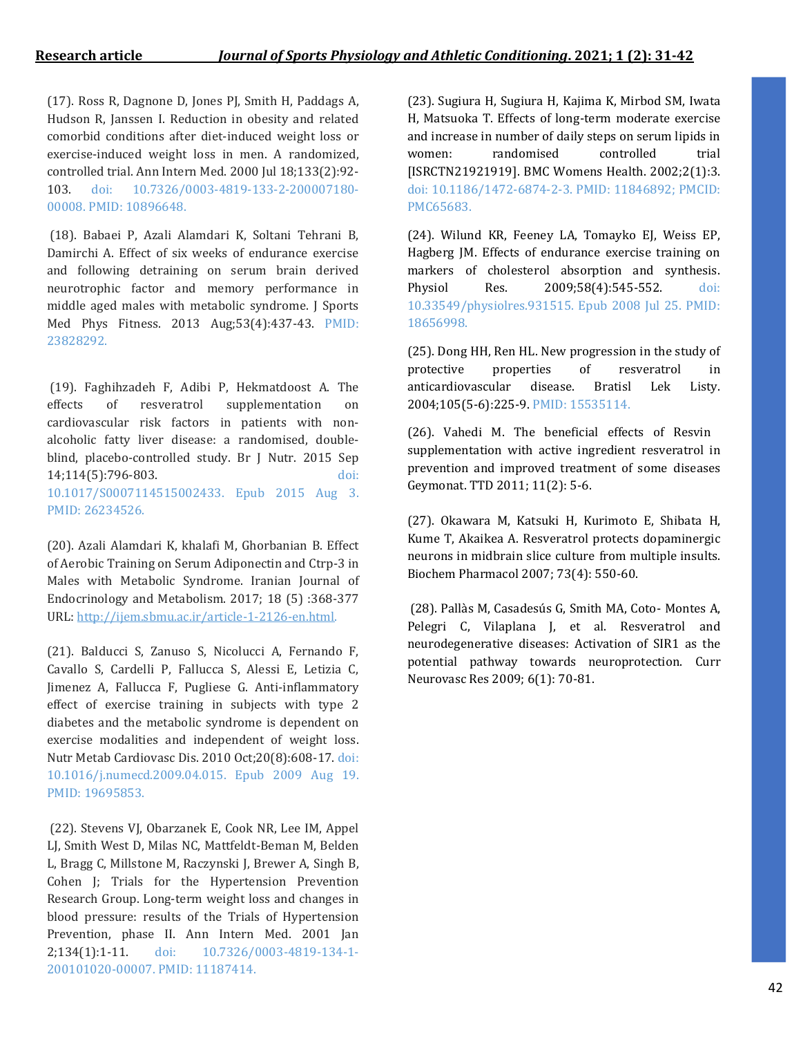(17). Ross R, Dagnone D, Jones PJ, Smith H, Paddags A, Hudson R, Janssen I. Reduction in obesity and related comorbid conditions after diet-induced weight loss or exercise-induced weight loss in men. A randomized, controlled trial. Ann Intern Med. 2000 Jul 18;133(2):92-103. doi: 10.7326/0003-4819-133-2-200007180-00008. PMID: 10896648.

(18). Babaei P, Azali Alamdari K, Soltani Tehrani B, Damirchi A. Effect of six weeks of endurance exercise and following detraining on serum brain derived neurotrophic factor and memory performance in middle aged males with metabolic syndrome. J Sports Med Phys Fitness. 2013 Aug;53(4):437-43. PMID: 23828292.

(19). Faghihzadeh F, Adibi P, Hekmatdoost A. The effects of resveratrol supplementation on cardiovascular risk factors in patients with non-alcoholic fatty liver disease: a randomised, double-blind, placebo-controlled study. Br J Nutr. 2015 Sep 14;114(5):796-803. doi: 10.1017/S0007114515002433. Epub 2015 Aug 3. PMID: 26234526.

(20). Azali Alamdari K, khalafi M, Ghorbanian B. Effect of Aerobic Training on Serum Adiponectin and Ctrp-3 in Males with Metabolic Syndrome. Iranian Journal of Endocrinology and Metabolism. 2017; 18 (5) :368-377 URL: http://ijem.sbmu.ac.ir/article-1-2126-en.html.

(21). Balducci S, Zanuso S, Nicolucci A, Fernando F, Cavallo S, Cardelli P, Fallucca S, Alessi E, Letizia C, Jimenez A, Fallucca F, Pugliese G. Anti-inflammatory effect of exercise training in subjects with type 2 diabetes and the metabolic syndrome is dependent on exercise modalities and independent of weight loss. Nutr Metab Cardiovasc Dis. 2010 Oct;20(8):608-17. doi: 10.1016/j.numecd.2009.04.015. Epub 2009 Aug 19. PMID: 19695853.

(22). Stevens VJ, Obarzanek E, Cook NR, Lee IM, Appel LJ, Smith West D, Milas NC, Mattfeldt-Beman M, Belden L, Bragg C, Millstone M, Raczynski J, Brewer A, Singh B, Cohen J; Trials for the Hypertension Prevention Research Group. Long-term weight loss and changes in blood pressure: results of the Trials of Hypertension Prevention, phase II. Ann Intern Med. 2001 Jan 2;134(1):1-11. doi: 10.7326/0003-4819-134-1-200101020-00007. PMID: 11187414.

(23). Sugiura H, Sugiura H, Kajima K, Mirbod SM, Iwata H, Matsuoka T. Effects of long-term moderate exercise and increase in number of daily steps on serum lipids in women: randomised controlled trial [ISRCTN21921919]. BMC Womens Health. 2002;2(1):3. doi: 10.1186/1472-6874-2-3. PMID: 11846892; PMCID: PMC65683.

(24). Wilund KR, Feeney LA, Tomayko EJ, Weiss EP, Hagberg JM. Effects of endurance exercise training on markers of cholesterol absorption and synthesis. Physiol Res. 2009;58(4):545-552. doi: 10.33549/physiolres.931515. Epub 2008 Jul 25. PMID: 18656998.

(25). Dong HH, Ren HL. New progression in the study of protective properties of resveratrol in anticardiovascular disease. Bratisl Lek Listy. 2004;105(5-6):225-9. PMID: 15535114.

(26). Vahedi M. The beneficial effects of Resvin supplementation with active ingredient resveratrol in prevention and improved treatment of some diseases Geymonat. TTD 2011; 11(2): 5-6.

(27). Okawara M, Katsuki H, Kurimoto E, Shibata H, Kume T, Akaikea A. Resveratrol protects dopaminergic neurons in midbrain slice culture from multiple insults. Biochem Pharmacol 2007; 73(4): 550-60.

(28). Pallàs M, Casadesús G, Smith MA, Coto- Montes A, Pelegri C, Vilaplana J, et al. Resveratrol and neurodegenerative diseases: Activation of SIR1 as the potential pathway towards neuroprotection. Curr Neurovasc Res 2009; 6(1): 70-81.